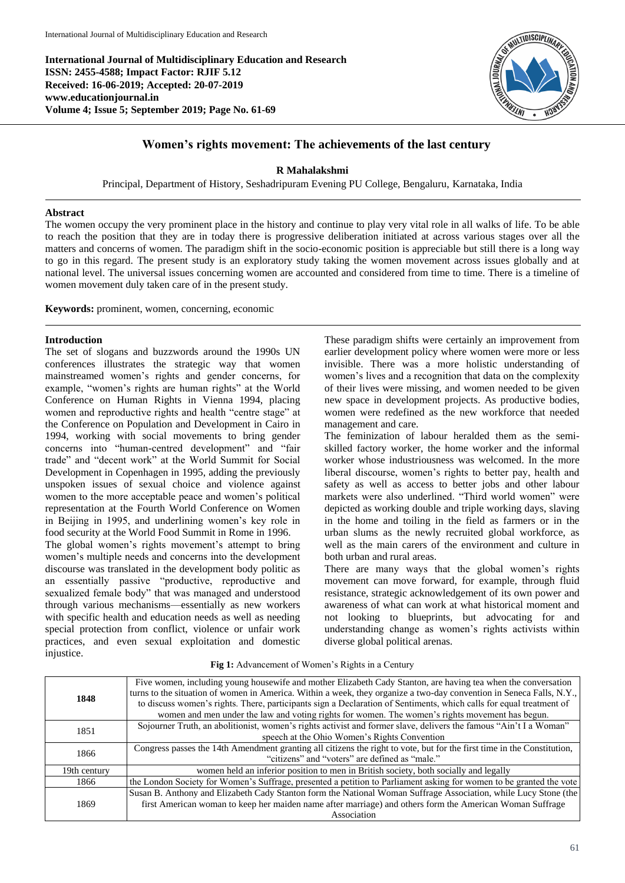**International Journal of Multidisciplinary Education and Research**
**ISSN: 2455-4588; Impact Factor: RJIF 5.12**
**Received: 16-06-2019; Accepted: 20-07-2019**
**www.educationjournal.in**
**Volume 4; Issue 5; September 2019; Page No. 61-69**

# Women's rights movement: The achievements of the last century

**R Mahalakshmi**

Principal, Department of History, Seshadripuram Evening PU College, Bengaluru, Karnataka, India

## Abstract

The women occupy the very prominent place in the history and continue to play very vital role in all walks of life. To be able to reach the position that they are in today there is progressive deliberation initiated at across various stages over all the matters and concerns of women. The paradigm shift in the socio-economic position is appreciable but still there is a long way to go in this regard. The present study is an exploratory study taking the women movement across issues globally and at national level. The universal issues concerning women are accounted and considered from time to time. There is a timeline of women movement duly taken care of in the present study.

**Keywords:** prominent, women, concerning, economic

## Introduction

The set of slogans and buzzwords around the 1990s UN conferences illustrates the strategic way that women mainstreamed women's rights and gender concerns, for example, "women's rights are human rights" at the World Conference on Human Rights in Vienna 1994, placing women and reproductive rights and health "centre stage" at the Conference on Population and Development in Cairo in 1994, working with social movements to bring gender concerns into "human-centred development" and "fair trade" and "decent work" at the World Summit for Social Development in Copenhagen in 1995, adding the previously unspoken issues of sexual choice and violence against women to the more acceptable peace and women's political representation at the Fourth World Conference on Women in Beijing in 1995, and underlining women's key role in food security at the World Food Summit in Rome in 1996.

The global women's rights movement's attempt to bring women's multiple needs and concerns into the development discourse was translated in the development body politic as an essentially passive "productive, reproductive and sexualized female body" that was managed and understood through various mechanisms—essentially as new workers with specific health and education needs as well as needing special protection from conflict, violence or unfair work practices, and even sexual exploitation and domestic injustice.

These paradigm shifts were certainly an improvement from earlier development policy where women were more or less invisible. There was a more holistic understanding of women's lives and a recognition that data on the complexity of their lives were missing, and women needed to be given new space in development projects. As productive bodies, women were redefined as the new workforce that needed management and care.

The feminization of labour heralded them as the semi-skilled factory worker, the home worker and the informal worker whose industriousness was welcomed. In the more liberal discourse, women's rights to better pay, health and safety as well as access to better jobs and other labour markets were also underlined. "Third world women" were depicted as working double and triple working days, slaving in the home and toiling in the field as farmers or in the urban slums as the newly recruited global workforce, as well as the main carers of the environment and culture in both urban and rural areas.

There are many ways that the global women's rights movement can move forward, for example, through fluid resistance, strategic acknowledgement of its own power and awareness of what can work at what historical moment and not looking to blueprints, but advocating for and understanding change as women's rights activists within diverse global political arenas.

**Fig 1:** Advancement of Women's Rights in a Century

| **1848** | Five women, including young housewife and mother Elizabeth Cady Stanton, are having tea when the conversation turns to the situation of women in America. Within a week, they organize a two-day convention in Seneca Falls, N.Y., to discuss women's rights. There, participants sign a Declaration of Sentiments, which calls for equal treatment of women and men under the law and voting rights for women. The women's rights movement has begun. |
|---|---|
| 1851 | Sojourner Truth, an abolitionist, women's rights activist and former slave, delivers the famous "Ain't I a Woman" speech at the Ohio Women's Rights Convention |
| 1866 | Congress passes the 14th Amendment granting all citizens the right to vote, but for the first time in the Constitution, "citizens" and "voters" are defined as "male." |
| 19th century | women held an inferior position to men in British society, both socially and legally |
| 1866 | the London Society for Women's Suffrage, presented a petition to Parliament asking for women to be granted the vote |
| 1869 | Susan B. Anthony and Elizabeth Cady Stanton form the National Woman Suffrage Association, while Lucy Stone (the first American woman to keep her maiden name after marriage) and others form the American Woman Suffrage Association |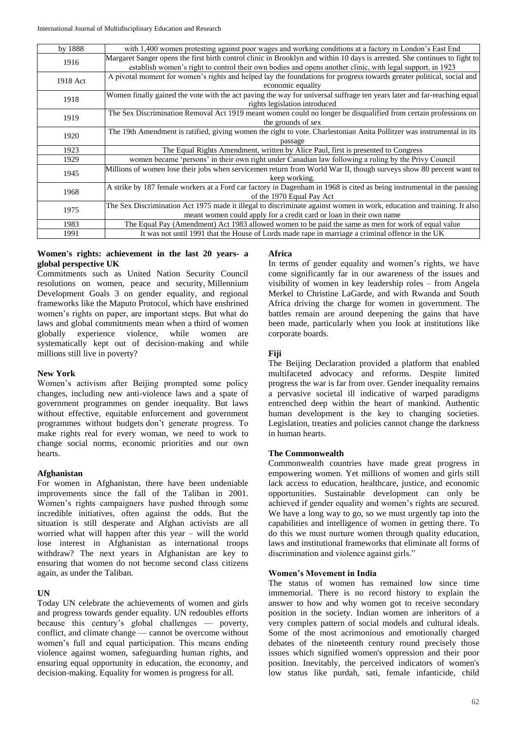| | |
|---|---|
| by 1888 | with 1,400 women protesting against poor wages and working conditions at a factory in London's East End |
| 1916 | Margaret Sanger opens the first birth control clinic in Brooklyn and within 10 days is arrested. She continues to fight to establish women's right to control their own bodies and opens another clinic, with legal support, in 1923 |
| 1918 Act | A pivotal moment for women's rights and helped lay the foundations for progress towards greater political, social and economic equality |
| 1918 | Women finally gained the vote with the act paving the way for universal suffrage ten years later and far-reaching equal rights legislation introduced |
| 1919 | The Sex Discrimination Removal Act 1919 meant women could no longer be disqualified from certain professions on the grounds of sex |
| 1920 | The 19th Amendment is ratified, giving women the right to vote. Charlestonian Anita Pollitzer was instrumental in its passage |
| 1923 | The Equal Rights Amendment, written by Alice Paul, first is presented to Congress |
| 1929 | women became 'persons' in their own right under Canadian law following a ruling by the Privy Council |
| 1945 | Millions of women lose their jobs when servicemen return from World War II, though surveys show 80 percent want to keep working. |
| 1968 | A strike by 187 female workers at a Ford car factory in Dagenham in 1968 is cited as being instrumental in the passing of the 1970 Equal Pay Act |
| 1975 | The Sex Discrimination Act 1975 made it illegal to discriminate against women in work, education and training. It also meant women could apply for a credit card or loan in their own name |
| 1983 | The Equal Pay (Amendment) Act 1983 allowed women to be paid the same as men for work of equal value |
| 1991 | It was not until 1991 that the House of Lords made rape in marriage a criminal offence in the UK |

**Women's rights: achievement in the last 20 years- a global perspective UK**

Commitments such as United Nation Security Council resolutions on women, peace and security, Millennium Development Goals 3 on gender equality, and regional frameworks like the Maputo Protocol, which have enshrined women's rights on paper, are important steps. But what do laws and global commitments mean when a third of women globally experience violence, while women are systematically kept out of decision-making and while millions still live in poverty?

**New York**

Women's activism after Beijing prompted some policy changes, including new anti-violence laws and a spate of government programmes on gender inequality. But laws without effective, equitable enforcement and government programmes without budgets don't generate progress. To make rights real for every woman, we need to work to change social norms, economic priorities and our own hearts.

**Afghanistan**

For women in Afghanistan, there have been undeniable improvements since the fall of the Taliban in 2001. Women's rights campaigners have pushed through some incredible initiatives, often against the odds. But the situation is still desperate and Afghan activists are all worried what will happen after this year – will the world lose interest in Afghanistan as international troops withdraw? The next years in Afghanistan are key to ensuring that women do not become second class citizens again, as under the Taliban.

**UN**

Today UN celebrate the achievements of women and girls and progress towards gender equality. UN redoubles efforts because this century's global challenges — poverty, conflict, and climate change — cannot be overcome without women's full and equal participation. This means ending violence against women, safeguarding human rights, and ensuring equal opportunity in education, the economy, and decision-making. Equality for women is progress for all.

**Africa**

In terms of gender equality and women's rights, we have come significantly far in our awareness of the issues and visibility of women in key leadership roles – from Angela Merkel to Christine LaGarde, and with Rwanda and South Africa driving the charge for women in government. The battles remain are around deepening the gains that have been made, particularly when you look at institutions like corporate boards.

**Fiji**

The Beijing Declaration provided a platform that enabled multifaceted advocacy and reforms. Despite limited progress the war is far from over. Gender inequality remains a pervasive societal ill indicative of warped paradigms entrenched deep within the heart of mankind. Authentic human development is the key to changing societies. Legislation, treaties and policies cannot change the darkness in human hearts.

**The Commonwealth**

Commonwealth countries have made great progress in empowering women. Yet millions of women and girls still lack access to education, healthcare, justice, and economic opportunities. Sustainable development can only be achieved if gender equality and women's rights are secured. We have a long way to go, so we must urgently tap into the capabilities and intelligence of women in getting there. To do this we must nurture women through quality education, laws and institutional frameworks that eliminate all forms of discrimination and violence against girls."

**Women's Movement in India**

The status of women has remained low since time immemorial. There is no record history to explain the answer to how and why women got to receive secondary position in the society. Indian women are inheritors of a very complex pattern of social models and cultural ideals. Some of the most acrimonious and emotionally charged debates of the nineteenth century round precisely those issues which signified women's oppression and their poor position. Inevitably, the perceived indicators of women's low status like purdah, sati, female infanticide, child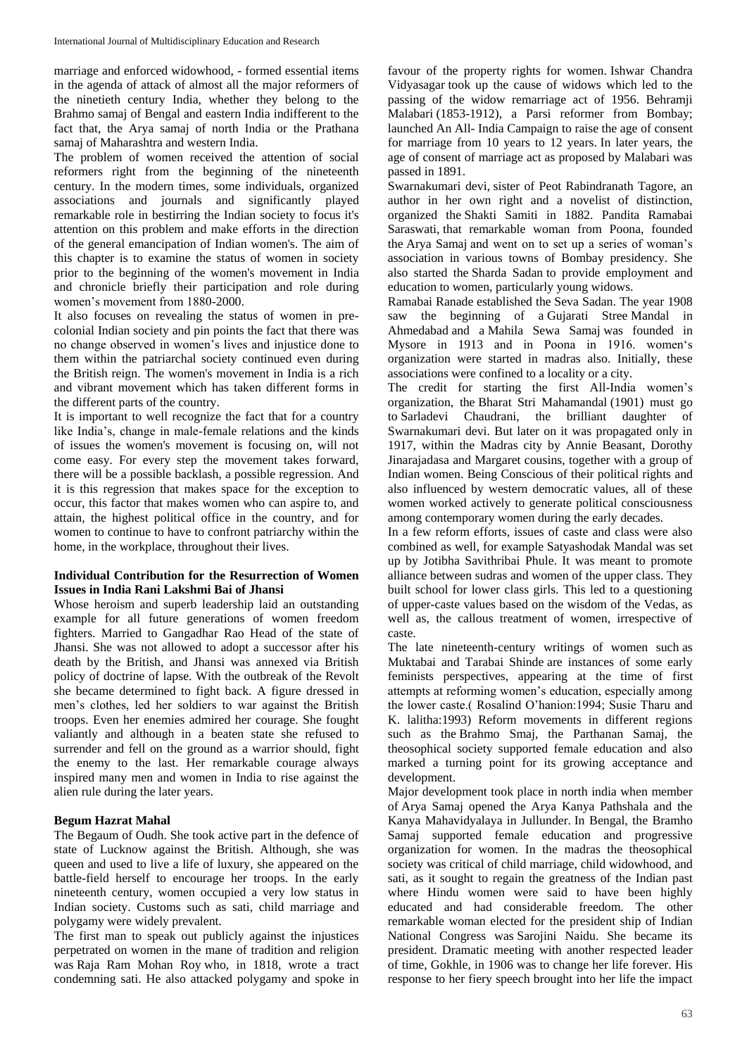marriage and enforced widowhood, - formed essential items in the agenda of attack of almost all the major reformers of the ninetieth century India, whether they belong to the Brahmo samaj of Bengal and eastern India indifferent to the fact that, the Arya samaj of north India or the Prathana samaj of Maharashtra and western India.

The problem of women received the attention of social reformers right from the beginning of the nineteenth century. In the modern times, some individuals, organized associations and journals and significantly played remarkable role in bestirring the Indian society to focus it's attention on this problem and make efforts in the direction of the general emancipation of Indian women's. The aim of this chapter is to examine the status of women in society prior to the beginning of the women's movement in India and chronicle briefly their participation and role during women's movement from 1880-2000.

It also focuses on revealing the status of women in pre-colonial Indian society and pin points the fact that there was no change observed in women's lives and injustice done to them within the patriarchal society continued even during the British reign. The women's movement in India is a rich and vibrant movement which has taken different forms in the different parts of the country.

It is important to well recognize the fact that for a country like India's, change in male-female relations and the kinds of issues the women's movement is focusing on, will not come easy. For every step the movement takes forward, there will be a possible backlash, a possible regression. And it is this regression that makes space for the exception to occur, this factor that makes women who can aspire to, and attain, the highest political office in the country, and for women to continue to have to confront patriarchy within the home, in the workplace, throughout their lives.

**Individual Contribution for the Resurrection of Women Issues in India Rani Lakshmi Bai of Jhansi**

Whose heroism and superb leadership laid an outstanding example for all future generations of women freedom fighters. Married to Gangadhar Rao Head of the state of Jhansi. She was not allowed to adopt a successor after his death by the British, and Jhansi was annexed via British policy of doctrine of lapse. With the outbreak of the Revolt she became determined to fight back. A figure dressed in men's clothes, led her soldiers to war against the British troops. Even her enemies admired her courage. She fought valiantly and although in a beaten state she refused to surrender and fell on the ground as a warrior should, fight the enemy to the last. Her remarkable courage always inspired many men and women in India to rise against the alien rule during the later years.

**Begum Hazrat Mahal**

The Begaum of Oudh. She took active part in the defence of state of Lucknow against the British. Although, she was queen and used to live a life of luxury, she appeared on the battle-field herself to encourage her troops. In the early nineteenth century, women occupied a very low status in Indian society. Customs such as sati, child marriage and polygamy were widely prevalent.

The first man to speak out publicly against the injustices perpetrated on women in the mane of tradition and religion was Raja Ram Mohan Roy who, in 1818, wrote a tract condemning sati. He also attacked polygamy and spoke in favour of the property rights for women. Ishwar Chandra Vidyasagar took up the cause of widows which led to the passing of the widow remarriage act of 1956. Behramji Malabari (1853-1912), a Parsi reformer from Bombay; launched An All- India Campaign to raise the age of consent for marriage from 10 years to 12 years. In later years, the age of consent of marriage act as proposed by Malabari was passed in 1891.

Swarnakumari devi, sister of Peot Rabindranath Tagore, an author in her own right and a novelist of distinction, organized the Shakti Samiti in 1882. Pandita Ramabai Saraswati, that remarkable woman from Poona, founded the Arya Samaj and went on to set up a series of woman's association in various towns of Bombay presidency. She also started the Sharda Sadan to provide employment and education to women, particularly young widows.

Ramabai Ranade established the Seva Sadan. The year 1908 saw the beginning of a Gujarati Stree Mandal in Ahmedabad and a Mahila Sewa Samaj was founded in Mysore in 1913 and in Poona in 1916. women's organization were started in madras also. Initially, these associations were confined to a locality or a city.

The credit for starting the first All-India women's organization, the Bharat Stri Mahamandal (1901) must go to Sarladevi Chaudrani, the brilliant daughter of Swarnakumari devi. But later on it was propagated only in 1917, within the Madras city by Annie Beasant, Dorothy Jinarajadasa and Margaret cousins, together with a group of Indian women. Being Conscious of their political rights and also influenced by western democratic values, all of these women worked actively to generate political consciousness among contemporary women during the early decades.

In a few reform efforts, issues of caste and class were also combined as well, for example Satyashodak Mandal was set up by Jotibha Savithribai Phule. It was meant to promote alliance between sudras and women of the upper class. They built school for lower class girls. This led to a questioning of upper-caste values based on the wisdom of the Vedas, as well as, the callous treatment of women, irrespective of caste.

The late nineteenth-century writings of women such as Muktabai and Tarabai Shinde are instances of some early feminists perspectives, appearing at the time of first attempts at reforming women's education, especially among the lower caste.( Rosalind O'hanion:1994; Susie Tharu and K. lalitha:1993) Reform movements in different regions such as the Brahmo Smaj, the Parthanan Samaj, the theosophical society supported female education and also marked a turning point for its growing acceptance and development.

Major development took place in north india when member of Arya Samaj opened the Arya Kanya Pathshala and the Kanya Mahavidyalaya in Jullunder. In Bengal, the Bramho Samaj supported female education and progressive organization for women. In the madras the theosophical society was critical of child marriage, child widowhood, and sati, as it sought to regain the greatness of the Indian past where Hindu women were said to have been highly educated and had considerable freedom. The other remarkable woman elected for the president ship of Indian National Congress was Sarojini Naidu. She became its president. Dramatic meeting with another respected leader of time, Gokhle, in 1906 was to change her life forever. His response to her fiery speech brought into her life the impact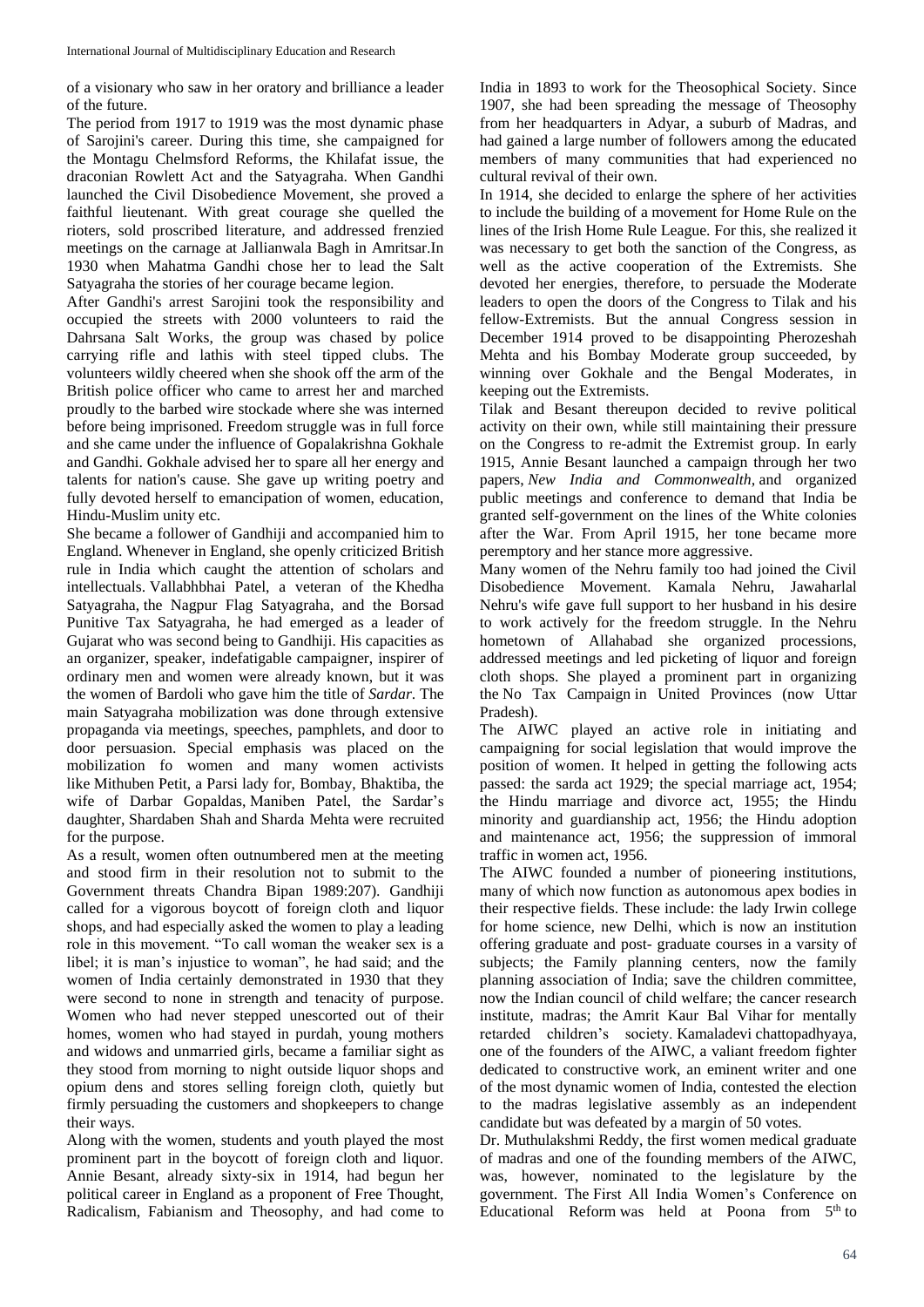of a visionary who saw in her oratory and brilliance a leader of the future.

The period from 1917 to 1919 was the most dynamic phase of Sarojini's career. During this time, she campaigned for the Montagu Chelmsford Reforms, the Khilafat issue, the draconian Rowlett Act and the Satyagraha. When Gandhi launched the Civil Disobedience Movement, she proved a faithful lieutenant. With great courage she quelled the rioters, sold proscribed literature, and addressed frenzied meetings on the carnage at Jallianwala Bagh in Amritsar.In 1930 when Mahatma Gandhi chose her to lead the Salt Satyagraha the stories of her courage became legion.

After Gandhi's arrest Sarojini took the responsibility and occupied the streets with 2000 volunteers to raid the Dahrsana Salt Works, the group was chased by police carrying rifle and lathis with steel tipped clubs. The volunteers wildly cheered when she shook off the arm of the British police officer who came to arrest her and marched proudly to the barbed wire stockade where she was interned before being imprisoned. Freedom struggle was in full force and she came under the influence of Gopalakrishna Gokhale and Gandhi. Gokhale advised her to spare all her energy and talents for nation's cause. She gave up writing poetry and fully devoted herself to emancipation of women, education, Hindu-Muslim unity etc.

She became a follower of Gandhiji and accompanied him to England. Whenever in England, she openly criticized British rule in India which caught the attention of scholars and intellectuals. Vallabhbhai Patel, a veteran of the Khedha Satyagraha, the Nagpur Flag Satyagraha, and the Borsad Punitive Tax Satyagraha, he had emerged as a leader of Gujarat who was second being to Gandhiji. His capacities as an organizer, speaker, indefatigable campaigner, inspirer of ordinary men and women were already known, but it was the women of Bardoli who gave him the title of *Sardar*. The main Satyagraha mobilization was done through extensive propaganda via meetings, speeches, pamphlets, and door to door persuasion. Special emphasis was placed on the mobilization fo women and many women activists like Mithuben Petit, a Parsi lady for, Bombay, Bhaktiba, the wife of Darbar Gopaldas, Maniben Patel, the Sardar's daughter, Shardaben Shah and Sharda Mehta were recruited for the purpose.

As a result, women often outnumbered men at the meeting and stood firm in their resolution not to submit to the Government threats Chandra Bipan 1989:207). Gandhiji called for a vigorous boycott of foreign cloth and liquor shops, and had especially asked the women to play a leading role in this movement. "To call woman the weaker sex is a libel; it is man's injustice to woman", he had said; and the women of India certainly demonstrated in 1930 that they were second to none in strength and tenacity of purpose. Women who had never stepped unescorted out of their homes, women who had stayed in purdah, young mothers and widows and unmarried girls, became a familiar sight as they stood from morning to night outside liquor shops and opium dens and stores selling foreign cloth, quietly but firmly persuading the customers and shopkeepers to change their ways.

Along with the women, students and youth played the most prominent part in the boycott of foreign cloth and liquor. Annie Besant, already sixty-six in 1914, had begun her political career in England as a proponent of Free Thought, Radicalism, Fabianism and Theosophy, and had come to India in 1893 to work for the Theosophical Society. Since 1907, she had been spreading the message of Theosophy from her headquarters in Adyar, a suburb of Madras, and had gained a large number of followers among the educated members of many communities that had experienced no cultural revival of their own.

In 1914, she decided to enlarge the sphere of her activities to include the building of a movement for Home Rule on the lines of the Irish Home Rule League. For this, she realized it was necessary to get both the sanction of the Congress, as well as the active cooperation of the Extremists. She devoted her energies, therefore, to persuade the Moderate leaders to open the doors of the Congress to Tilak and his fellow-Extremists. But the annual Congress session in December 1914 proved to be disappointing Pherozeshah Mehta and his Bombay Moderate group succeeded, by winning over Gokhale and the Bengal Moderates, in keeping out the Extremists.

Tilak and Besant thereupon decided to revive political activity on their own, while still maintaining their pressure on the Congress to re-admit the Extremist group. In early 1915, Annie Besant launched a campaign through her two papers, *New India and Commonwealth,* and organized public meetings and conference to demand that India be granted self-government on the lines of the White colonies after the War. From April 1915, her tone became more peremptory and her stance more aggressive.

Many women of the Nehru family too had joined the Civil Disobedience Movement. Kamala Nehru, Jawaharlal Nehru's wife gave full support to her husband in his desire to work actively for the freedom struggle. In the Nehru hometown of Allahabad she organized processions, addressed meetings and led picketing of liquor and foreign cloth shops. She played a prominent part in organizing the No Tax Campaign in United Provinces (now Uttar Pradesh).

The AIWC played an active role in initiating and campaigning for social legislation that would improve the position of women. It helped in getting the following acts passed: the sarda act 1929; the special marriage act, 1954; the Hindu marriage and divorce act, 1955; the Hindu minority and guardianship act, 1956; the Hindu adoption and maintenance act, 1956; the suppression of immoral traffic in women act, 1956.

The AIWC founded a number of pioneering institutions, many of which now function as autonomous apex bodies in their respective fields. These include: the lady Irwin college for home science, new Delhi, which is now an institution offering graduate and post- graduate courses in a varsity of subjects; the Family planning centers, now the family planning association of India; save the children committee, now the Indian council of child welfare; the cancer research institute, madras; the Amrit Kaur Bal Vihar for mentally retarded children's society. Kamaladevi chattopadhyaya, one of the founders of the AIWC, a valiant freedom fighter dedicated to constructive work, an eminent writer and one of the most dynamic women of India, contested the election to the madras legislative assembly as an independent candidate but was defeated by a margin of 50 votes.

Dr. Muthulakshmi Reddy, the first women medical graduate of madras and one of the founding members of the AIWC, was, however, nominated to the legislature by the government. The First All India Women's Conference on Educational Reform was held at Poona from 5th to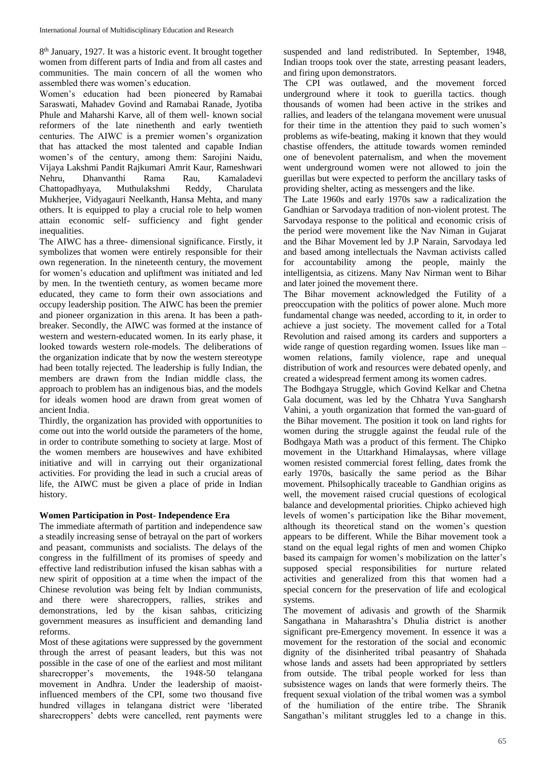8th January, 1927. It was a historic event. It brought together women from different parts of India and from all castes and communities. The main concern of all the women who assembled there was women's education.

Women's education had been pioneered by Ramabai Saraswati, Mahadev Govind and Ramabai Ranade, Jyotiba Phule and Maharshi Karve, all of them well- known social reformers of the late ninethenth and early twentieth centuries. The AIWC is a premier women's organization that has attacked the most talented and capable Indian women's of the century, among them: Sarojini Naidu, Vijaya Lakshmi Pandit Rajkumari Amrit Kaur, Rameshwari Nehru, Dhanvanthi Rama Rau, Kamaladevi Chattopadhyaya, Muthulakshmi Reddy, Charulata Mukherjee, Vidyagauri Neelkanth, Hansa Mehta, and many others. It is equipped to play a crucial role to help women attain economic self- sufficiency and fight gender inequalities.

The AIWC has a three- dimensional significance. Firstly, it symbolizes that women were entirely responsible for their own regeneration. In the nineteenth century, the movement for women's education and upliftment was initiated and led by men. In the twentieth century, as women became more educated, they came to form their own associations and occupy leadership position. The AIWC has been the premier and pioneer organization in this arena. It has been a path-breaker. Secondly, the AIWC was formed at the instance of western and western-educated women. In its early phase, it looked towards western role-models. The deliberations of the organization indicate that by now the western stereotype had been totally rejected. The leadership is fully Indian, the members are drawn from the Indian middle class, the approach to problem has an indigenous bias, and the models for ideals women hood are drawn from great women of ancient India.

Thirdly, the organization has provided with opportunities to come out into the world outside the parameters of the home, in order to contribute something to society at large. Most of the women members are housewives and have exhibited initiative and will in carrying out their organizational activities. For providing the lead in such a crucial areas of life, the AIWC must be given a place of pride in Indian history.

## Women Participation in Post- Independence Era

The immediate aftermath of partition and independence saw a steadily increasing sense of betrayal on the part of workers and peasant, communists and socialists. The delays of the congress in the fulfillment of its promises of speedy and effective land redistribution infused the kisan sabhas with a new spirit of opposition at a time when the impact of the Chinese revolution was being felt by Indian communists, and there were sharecroppers, rallies, strikes and demonstrations, led by the kisan sahbas, criticizing government measures as insufficient and demanding land reforms.

Most of these agitations were suppressed by the government through the arrest of peasant leaders, but this was not possible in the case of one of the earliest and most militant sharecropper's movements, the 1948-50 telangana movement in Andhra. Under the leadership of maoist-influenced members of the CPI, some two thousand five hundred villages in telangana district were 'liberated sharecroppers' debts were cancelled, rent payments were suspended and land redistributed. In September, 1948, Indian troops took over the state, arresting peasant leaders, and firing upon demonstrators.

The CPI was outlawed, and the movement forced underground where it took to guerilla tactics. though thousands of women had been active in the strikes and rallies, and leaders of the telangana movement were unusual for their time in the attention they paid to such women's problems as wife-beating, making it known that they would chastise offenders, the attitude towards women reminded one of benevolent paternalism, and when the movement went underground women were not allowed to join the guerillas but were expected to perform the ancillary tasks of providing shelter, acting as messengers and the like.

The Late 1960s and early 1970s saw a radicalization the Gandhian or Sarvodaya tradition of non-violent protest. The Sarvodaya response to the political and economic crisis of the period were movement like the Nav Niman in Gujarat and the Bihar Movement led by J.P Narain, Sarvodaya led and based among intellectuals the Navman activists called for accountability among the people, mainly the intelligentsia, as citizens. Many Nav Nirman went to Bihar and later joined the movement there.

The Bihar movement acknowledged the Futility of a preoccupation with the politics of power alone. Much more fundamental change was needed, according to it, in order to achieve a just society. The movement called for a Total Revolution and raised among its carders and supporters a wide range of question regarding women. Issues like man – women relations, family violence, rape and unequal distribution of work and resources were debated openly, and created a widespread ferment among its women cadres.

The Bodhgaya Struggle, which Govind Kelkar and Chetna Gala document, was led by the Chhatra Yuva Sangharsh Vahini, a youth organization that formed the van-guard of the Bihar movement. The position it took on land rights for women during the struggle against the feudal rule of the Bodhgaya Math was a product of this ferment. The Chipko movement in the Uttarkhand Himalaysas, where village women resisted commercial forest felling, dates fromk the early 1970s, basically the same period as the Bihar movement. Philsophically traceable to Gandhian origins as well, the movement raised crucial questions of ecological balance and developmental priorities. Chipko achieved high levels of women's participation like the Bihar movement, although its theoretical stand on the women's question appears to be different. While the Bihar movement took a stand on the equal legal rights of men and women Chipko based its campaign for women's mobilization on the latter's supposed special responsibilities for nurture related activities and generalized from this that women had a special concern for the preservation of life and ecological systems.

The movement of adivasis and growth of the Sharmik Sangathana in Maharashtra's Dhulia district is another significant pre-Emergency movement. In essence it was a movement for the restoration of the social and economic dignity of the disinherited tribal peasantry of Shahada whose lands and assets had been appropriated by settlers from outside. The tribal people worked for less than subsistence wages on lands that were formerly theirs. The frequent sexual violation of the tribal women was a symbol of the humiliation of the entire tribe. The Shranik Sangathan's militant struggles led to a change in this.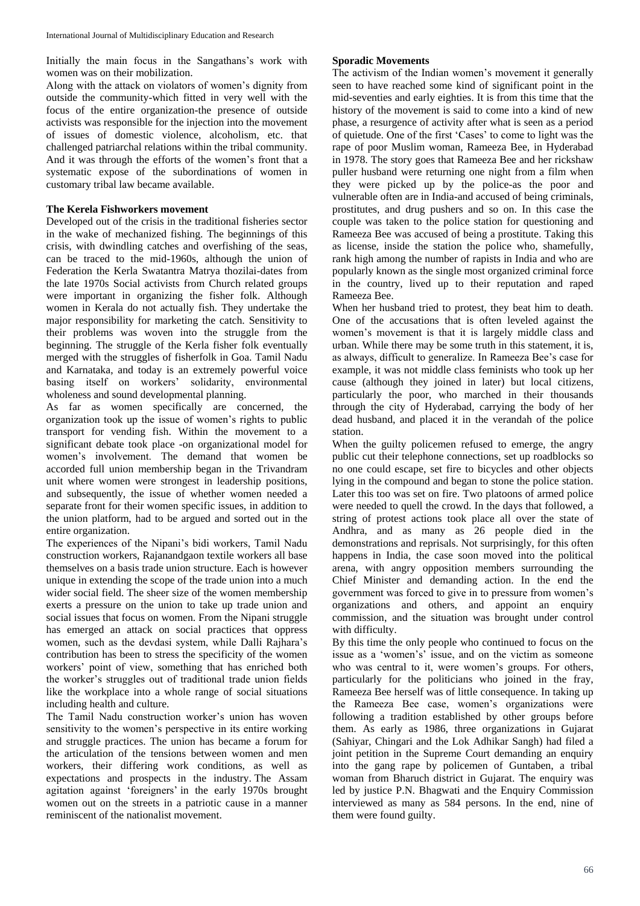Initially the main focus in the Sangathans's work with women was on their mobilization.

Along with the attack on violators of women's dignity from outside the community-which fitted in very well with the focus of the entire organization-the presence of outside activists was responsible for the injection into the movement of issues of domestic violence, alcoholism, etc. that challenged patriarchal relations within the tribal community. And it was through the efforts of the women's front that a systematic expose of the subordinations of women in customary tribal law became available.

**The Kerela Fishworkers movement**

Developed out of the crisis in the traditional fisheries sector in the wake of mechanized fishing. The beginnings of this crisis, with dwindling catches and overfishing of the seas, can be traced to the mid-1960s, although the union of Federation the Kerla Swatantra Matrya thozilai-dates from the late 1970s Social activists from Church related groups were important in organizing the fisher folk. Although women in Kerala do not actually fish. They undertake the major responsibility for marketing the catch. Sensitivity to their problems was woven into the struggle from the beginning. The struggle of the Kerla fisher folk eventually merged with the struggles of fisherfolk in Goa. Tamil Nadu and Karnataka, and today is an extremely powerful voice basing itself on workers' solidarity, environmental wholeness and sound developmental planning.

As far as women specifically are concerned, the organization took up the issue of women's rights to public transport for vending fish. Within the movement to a significant debate took place -on organizational model for women's involvement. The demand that women be accorded full union membership began in the Trivandram unit where women were strongest in leadership positions, and subsequently, the issue of whether women needed a separate front for their women specific issues, in addition to the union platform, had to be argued and sorted out in the entire organization.

The experiences of the Nipani's bidi workers, Tamil Nadu construction workers, Rajanandgaon textile workers all base themselves on a basis trade union structure. Each is however unique in extending the scope of the trade union into a much wider social field. The sheer size of the women membership exerts a pressure on the union to take up trade union and social issues that focus on women. From the Nipani struggle has emerged an attack on social practices that oppress women, such as the devdasi system, while Dalli Rajhara's contribution has been to stress the specificity of the women workers' point of view, something that has enriched both the worker's struggles out of traditional trade union fields like the workplace into a whole range of social situations including health and culture.

The Tamil Nadu construction worker's union has woven sensitivity to the women's perspective in its entire working and struggle practices. The union has became a forum for the articulation of the tensions between women and men workers, their differing work conditions, as well as expectations and prospects in the industry. The Assam agitation against 'foreigners' in the early 1970s brought women out on the streets in a patriotic cause in a manner reminiscent of the nationalist movement.

**Sporadic Movements**

The activism of the Indian women's movement it generally seen to have reached some kind of significant point in the mid-seventies and early eighties. It is from this time that the history of the movement is said to come into a kind of new phase, a resurgence of activity after what is seen as a period of quietude. One of the first 'Cases' to come to light was the rape of poor Muslim woman, Rameeza Bee, in Hyderabad in 1978. The story goes that Rameeza Bee and her rickshaw puller husband were returning one night from a film when they were picked up by the police-as the poor and vulnerable often are in India-and accused of being criminals, prostitutes, and drug pushers and so on. In this case the couple was taken to the police station for questioning and Rameeza Bee was accused of being a prostitute. Taking this as license, inside the station the police who, shamefully, rank high among the number of rapists in India and who are popularly known as the single most organized criminal force in the country, lived up to their reputation and raped Rameeza Bee.

When her husband tried to protest, they beat him to death. One of the accusations that is often leveled against the women's movement is that it is largely middle class and urban. While there may be some truth in this statement, it is, as always, difficult to generalize. In Rameeza Bee's case for example, it was not middle class feminists who took up her cause (although they joined in later) but local citizens, particularly the poor, who marched in their thousands through the city of Hyderabad, carrying the body of her dead husband, and placed it in the verandah of the police station.

When the guilty policemen refused to emerge, the angry public cut their telephone connections, set up roadblocks so no one could escape, set fire to bicycles and other objects lying in the compound and began to stone the police station. Later this too was set on fire. Two platoons of armed police were needed to quell the crowd. In the days that followed, a string of protest actions took place all over the state of Andhra, and as many as 26 people died in the demonstrations and reprisals. Not surprisingly, for this often happens in India, the case soon moved into the political arena, with angry opposition members surrounding the Chief Minister and demanding action. In the end the government was forced to give in to pressure from women's organizations and others, and appoint an enquiry commission, and the situation was brought under control with difficulty.

By this time the only people who continued to focus on the issue as a 'women's' issue, and on the victim as someone who was central to it, were women's groups. For others, particularly for the politicians who joined in the fray, Rameeza Bee herself was of little consequence. In taking up the Rameeza Bee case, women's organizations were following a tradition established by other groups before them. As early as 1986, three organizations in Gujarat (Sahiyar, Chingari and the Lok Adhikar Sangh) had filed a joint petition in the Supreme Court demanding an enquiry into the gang rape by policemen of Guntaben, a tribal woman from Bharuch district in Gujarat. The enquiry was led by justice P.N. Bhagwati and the Enquiry Commission interviewed as many as 584 persons. In the end, nine of them were found guilty.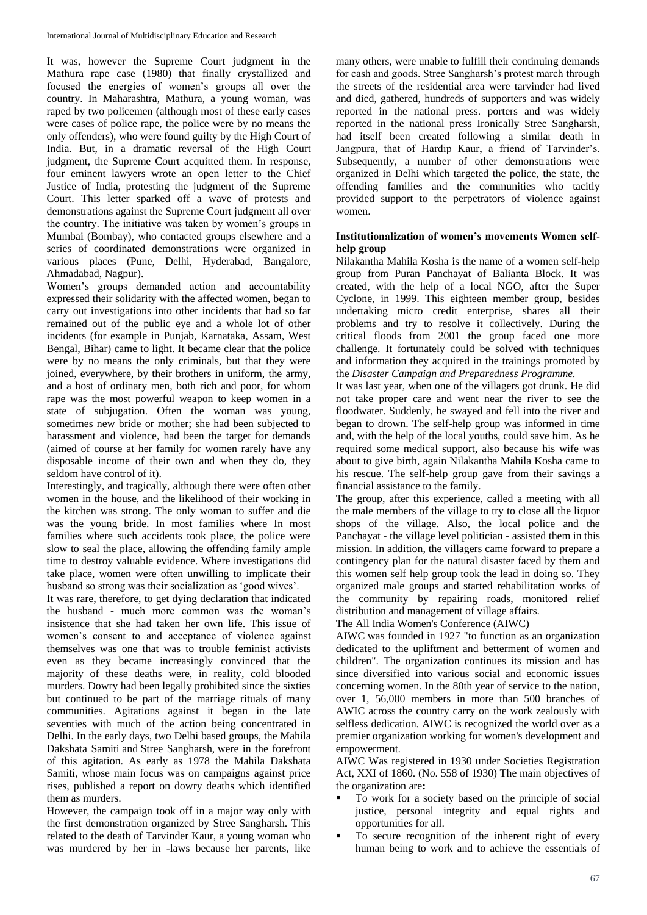It was, however the Supreme Court judgment in the Mathura rape case (1980) that finally crystallized and focused the energies of women's groups all over the country. In Maharashtra, Mathura, a young woman, was raped by two policemen (although most of these early cases were cases of police rape, the police were by no means the only offenders), who were found guilty by the High Court of India. But, in a dramatic reversal of the High Court judgment, the Supreme Court acquitted them. In response, four eminent lawyers wrote an open letter to the Chief Justice of India, protesting the judgment of the Supreme Court. This letter sparked off a wave of protests and demonstrations against the Supreme Court judgment all over the country. The initiative was taken by women's groups in Mumbai (Bombay), who contacted groups elsewhere and a series of coordinated demonstrations were organized in various places (Pune, Delhi, Hyderabad, Bangalore, Ahmadabad, Nagpur).

Women's groups demanded action and accountability expressed their solidarity with the affected women, began to carry out investigations into other incidents that had so far remained out of the public eye and a whole lot of other incidents (for example in Punjab, Karnataka, Assam, West Bengal, Bihar) came to light. It became clear that the police were by no means the only criminals, but that they were joined, everywhere, by their brothers in uniform, the army, and a host of ordinary men, both rich and poor, for whom rape was the most powerful weapon to keep women in a state of subjugation. Often the woman was young, sometimes new bride or mother; she had been subjected to harassment and violence, had been the target for demands (aimed of course at her family for women rarely have any disposable income of their own and when they do, they seldom have control of it).

Interestingly, and tragically, although there were often other women in the house, and the likelihood of their working in the kitchen was strong. The only woman to suffer and die was the young bride. In most families where In most families where such accidents took place, the police were slow to seal the place, allowing the offending family ample time to destroy valuable evidence. Where investigations did take place, women were often unwilling to implicate their husband so strong was their socialization as 'good wives'.

It was rare, therefore, to get dying declaration that indicated the husband - much more common was the woman's insistence that she had taken her own life. This issue of women's consent to and acceptance of violence against themselves was one that was to trouble feminist activists even as they became increasingly convinced that the majority of these deaths were, in reality, cold blooded murders. Dowry had been legally prohibited since the sixties but continued to be part of the marriage rituals of many communities. Agitations against it began in the late seventies with much of the action being concentrated in Delhi. In the early days, two Delhi based groups, the Mahila Dakshata Samiti and Stree Sangharsh, were in the forefront of this agitation. As early as 1978 the Mahila Dakshata Samiti, whose main focus was on campaigns against price rises, published a report on dowry deaths which identified them as murders.

However, the campaign took off in a major way only with the first demonstration organized by Stree Sangharsh. This related to the death of Tarvinder Kaur, a young woman who was murdered by her in -laws because her parents, like many others, were unable to fulfill their continuing demands for cash and goods. Stree Sangharsh's protest march through the streets of the residential area were tarvinder had lived and died, gathered, hundreds of supporters and was widely reported in the national press. porters and was widely reported in the national press Ironically Stree Sangharsh, had itself been created following a similar death in Jangpura, that of Hardip Kaur, a friend of Tarvinder's. Subsequently, a number of other demonstrations were organized in Delhi which targeted the police, the state, the offending families and the communities who tacitly provided support to the perpetrators of violence against women.

**Institutionalization of women's movements Women self-help group**

Nilakantha Mahila Kosha is the name of a women self-help group from Puran Panchayat of Balianta Block. It was created, with the help of a local NGO, after the Super Cyclone, in 1999. This eighteen member group, besides undertaking micro credit enterprise, shares all their problems and try to resolve it collectively. During the critical floods from 2001 the group faced one more challenge. It fortunately could be solved with techniques and information they acquired in the trainings promoted by the *Disaster Campaign and Preparedness Programme.*

It was last year, when one of the villagers got drunk. He did not take proper care and went near the river to see the floodwater. Suddenly, he swayed and fell into the river and began to drown. The self-help group was informed in time and, with the help of the local youths, could save him. As he required some medical support, also because his wife was about to give birth, again Nilakantha Mahila Kosha came to his rescue. The self-help group gave from their savings a financial assistance to the family.

The group, after this experience, called a meeting with all the male members of the village to try to close all the liquor shops of the village. Also, the local police and the Panchayat - the village level politician - assisted them in this mission. In addition, the villagers came forward to prepare a contingency plan for the natural disaster faced by them and this women self help group took the lead in doing so. They organized male groups and started rehabilitation works of the community by repairing roads, monitored relief distribution and management of village affairs.

The All India Women's Conference (AIWC)

AIWC was founded in 1927 "to function as an organization dedicated to the upliftment and betterment of women and children". The organization continues its mission and has since diversified into various social and economic issues concerning women. In the 80th year of service to the nation, over 1, 56,000 members in more than 500 branches of AWIC across the country carry on the work zealously with selfless dedication. AIWC is recognized the world over as a premier organization working for women's development and empowerment.

AIWC Was registered in 1930 under Societies Registration Act, XXI of 1860. (No. 558 of 1930) The main objectives of the organization are**:**

- To work for a society based on the principle of social justice, personal integrity and equal rights and opportunities for all.
- To secure recognition of the inherent right of every human being to work and to achieve the essentials of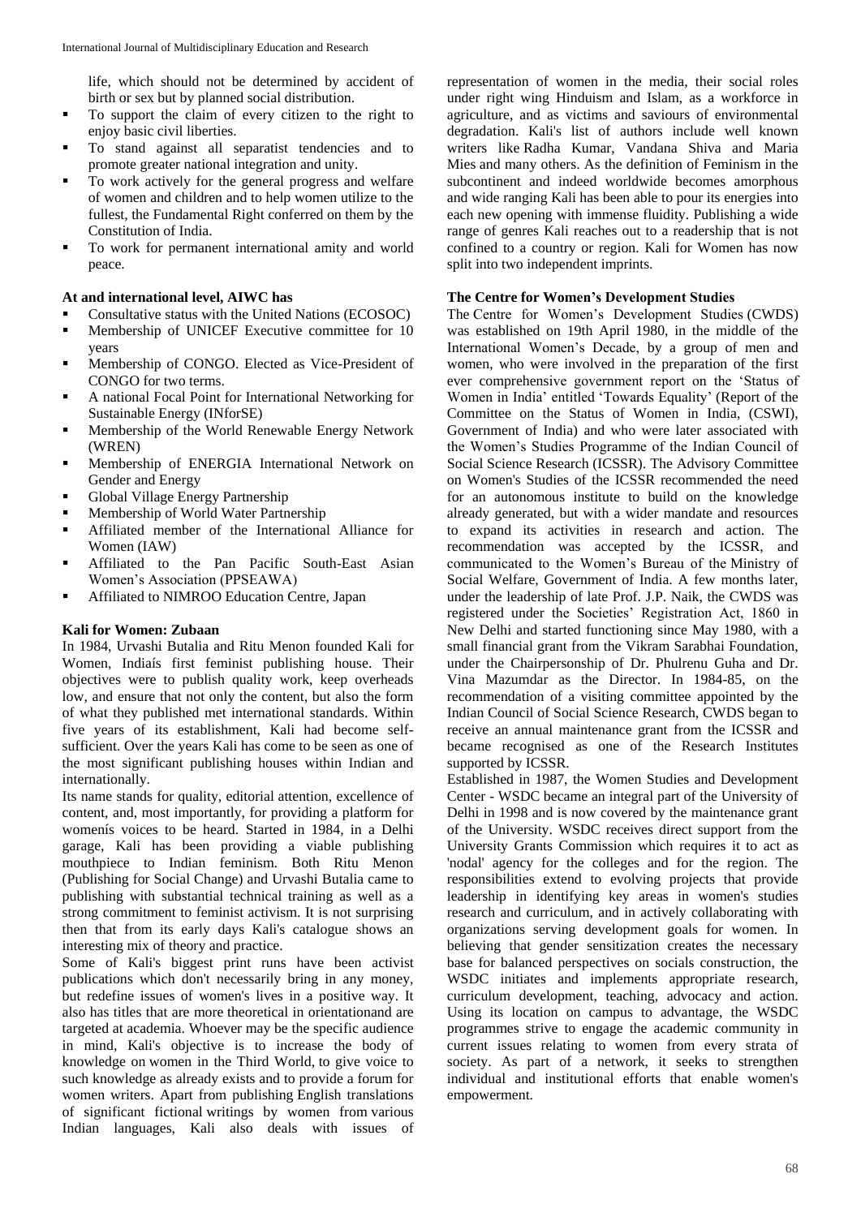life, which should not be determined by accident of birth or sex but by planned social distribution.

- To support the claim of every citizen to the right to enjoy basic civil liberties.
- To stand against all separatist tendencies and to promote greater national integration and unity.
- To work actively for the general progress and welfare of women and children and to help women utilize to the fullest, the Fundamental Right conferred on them by the Constitution of India.
- To work for permanent international amity and world peace.

**At and international level, AIWC has**

- Consultative status with the United Nations (ECOSOC)
- Membership of UNICEF Executive committee for 10 years
- Membership of CONGO. Elected as Vice-President of CONGO for two terms.
- A national Focal Point for International Networking for Sustainable Energy (INforSE)
- Membership of the World Renewable Energy Network (WREN)
- Membership of ENERGIA International Network on Gender and Energy
- Global Village Energy Partnership
- Membership of World Water Partnership
- Affiliated member of the International Alliance for Women (IAW)
- Affiliated to the Pan Pacific South-East Asian Women's Association (PPSEAWA)
- Affiliated to NIMROO Education Centre, Japan

**Kali for Women: Zubaan**

In 1984, Urvashi Butalia and Ritu Menon founded Kali for Women, Indiaís first feminist publishing house. Their objectives were to publish quality work, keep overheads low, and ensure that not only the content, but also the form of what they published met international standards. Within five years of its establishment, Kali had become self-sufficient. Over the years Kali has come to be seen as one of the most significant publishing houses within Indian and internationally.

Its name stands for quality, editorial attention, excellence of content, and, most importantly, for providing a platform for womenís voices to be heard. Started in 1984, in a Delhi garage, Kali has been providing a viable publishing mouthpiece to Indian feminism. Both Ritu Menon (Publishing for Social Change) and Urvashi Butalia came to publishing with substantial technical training as well as a strong commitment to feminist activism. It is not surprising then that from its early days Kali's catalogue shows an interesting mix of theory and practice.

Some of Kali's biggest print runs have been activist publications which don't necessarily bring in any money, but redefine issues of women's lives in a positive way. It also has titles that are more theoretical in orientationand are targeted at academia. Whoever may be the specific audience in mind, Kali's objective is to increase the body of knowledge on women in the Third World, to give voice to such knowledge as already exists and to provide a forum for women writers. Apart from publishing English translations of significant fictional writings by women from various Indian languages, Kali also deals with issues of representation of women in the media, their social roles under right wing Hinduism and Islam, as a workforce in agriculture, and as victims and saviours of environmental degradation. Kali's list of authors include well known writers like Radha Kumar, Vandana Shiva and Maria Mies and many others. As the definition of Feminism in the subcontinent and indeed worldwide becomes amorphous and wide ranging Kali has been able to pour its energies into each new opening with immense fluidity. Publishing a wide range of genres Kali reaches out to a readership that is not confined to a country or region. Kali for Women has now split into two independent imprints.

**The Centre for Women's Development Studies**

The Centre for Women's Development Studies (CWDS) was established on 19th April 1980, in the middle of the International Women's Decade, by a group of men and women, who were involved in the preparation of the first ever comprehensive government report on the 'Status of Women in India' entitled 'Towards Equality' (Report of the Committee on the Status of Women in India, (CSWI), Government of India) and who were later associated with the Women's Studies Programme of the Indian Council of Social Science Research (ICSSR). The Advisory Committee on Women's Studies of the ICSSR recommended the need for an autonomous institute to build on the knowledge already generated, but with a wider mandate and resources to expand its activities in research and action. The recommendation was accepted by the ICSSR, and communicated to the Women's Bureau of the Ministry of Social Welfare, Government of India. A few months later, under the leadership of late Prof. J.P. Naik, the CWDS was registered under the Societies' Registration Act, 1860 in New Delhi and started functioning since May 1980, with a small financial grant from the Vikram Sarabhai Foundation, under the Chairpersonship of Dr. Phulrenu Guha and Dr. Vina Mazumdar as the Director. In 1984-85, on the recommendation of a visiting committee appointed by the Indian Council of Social Science Research, CWDS began to receive an annual maintenance grant from the ICSSR and became recognised as one of the Research Institutes supported by ICSSR.

Established in 1987, the Women Studies and Development Center - WSDC became an integral part of the University of Delhi in 1998 and is now covered by the maintenance grant of the University. WSDC receives direct support from the University Grants Commission which requires it to act as 'nodal' agency for the colleges and for the region. The responsibilities extend to evolving projects that provide leadership in identifying key areas in women's studies research and curriculum, and in actively collaborating with organizations serving development goals for women. In believing that gender sensitization creates the necessary base for balanced perspectives on socials construction, the WSDC initiates and implements appropriate research, curriculum development, teaching, advocacy and action. Using its location on campus to advantage, the WSDC programmes strive to engage the academic community in current issues relating to women from every strata of society. As part of a network, it seeks to strengthen individual and institutional efforts that enable women's empowerment.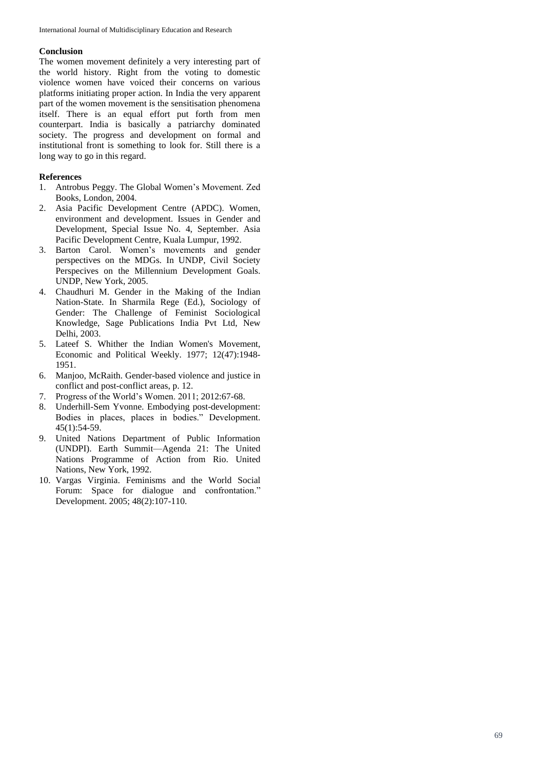## Conclusion

The women movement definitely a very interesting part of the world history. Right from the voting to domestic violence women have voiced their concerns on various platforms initiating proper action. In India the very apparent part of the women movement is the sensitisation phenomena itself. There is an equal effort put forth from men counterpart. India is basically a patriarchy dominated society. The progress and development on formal and institutional front is something to look for. Still there is a long way to go in this regard.

## References

1. Antrobus Peggy. The Global Women's Movement. Zed Books, London, 2004.
2. Asia Pacific Development Centre (APDC). Women, environment and development. Issues in Gender and Development, Special Issue No. 4, September. Asia Pacific Development Centre, Kuala Lumpur, 1992.
3. Barton Carol. Women's movements and gender perspectives on the MDGs. In UNDP, Civil Society Perspecives on the Millennium Development Goals. UNDP, New York, 2005.
4. Chaudhuri M. Gender in the Making of the Indian Nation-State. In Sharmila Rege (Ed.), Sociology of Gender: The Challenge of Feminist Sociological Knowledge, Sage Publications India Pvt Ltd, New Delhi, 2003.
5. Lateef S. Whither the Indian Women's Movement, Economic and Political Weekly. 1977; 12(47):1948-1951.
6. Manjoo, McRaith. Gender-based violence and justice in conflict and post-conflict areas, p. 12.
7. Progress of the World's Women. 2011; 2012:67-68.
8. Underhill-Sem Yvonne. Embodying post-development: Bodies in places, places in bodies." Development. 45(1):54-59.
9. United Nations Department of Public Information (UNDPI). Earth Summit—Agenda 21: The United Nations Programme of Action from Rio. United Nations, New York, 1992.
10. Vargas Virginia. Feminisms and the World Social Forum: Space for dialogue and confrontation." Development. 2005; 48(2):107-110.